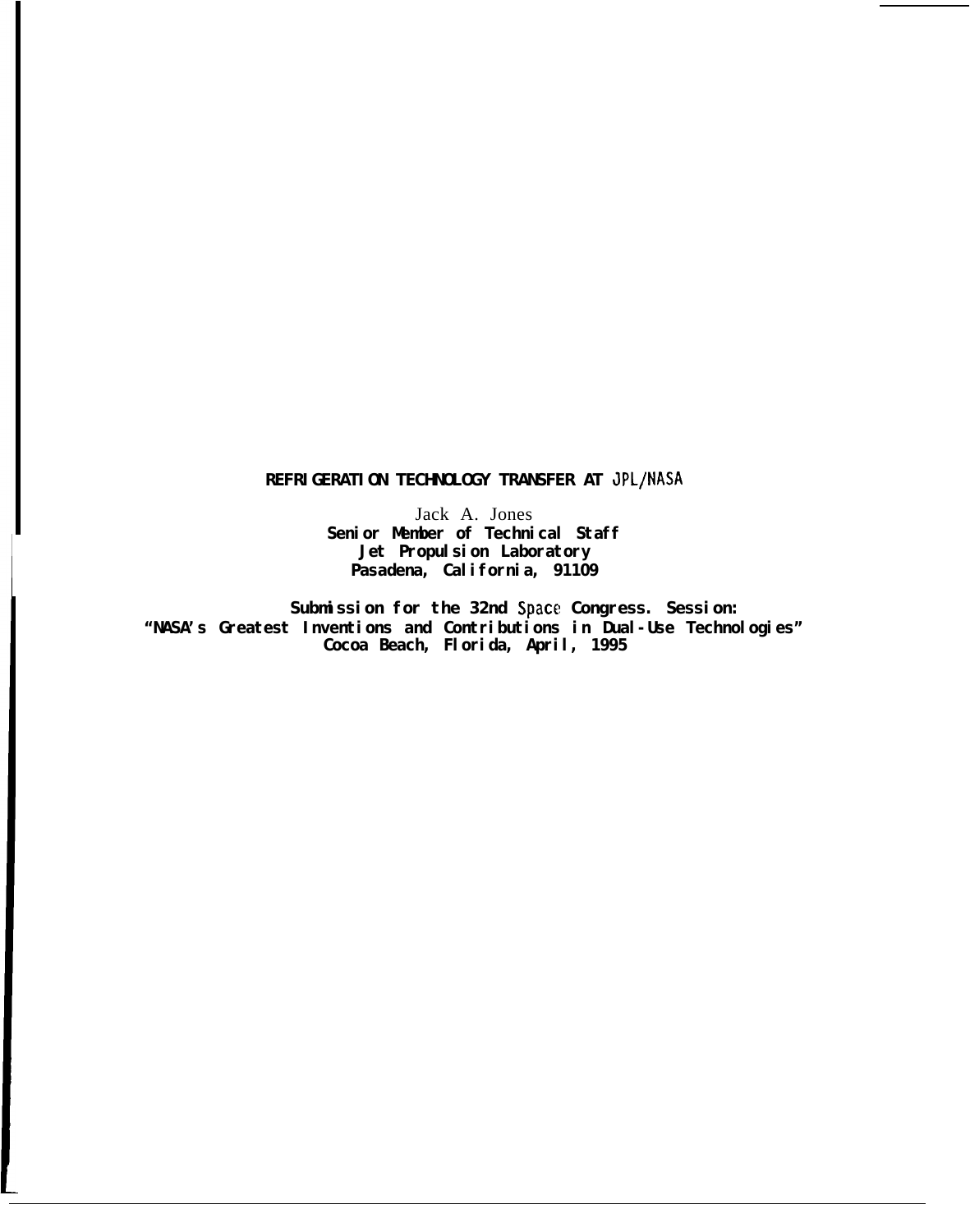# REFRIGERATION TECHNOLOGY TRANSFER AT JPL/NASA

Jack A. Jones
**Senior Member of Technical Staff**
**Jet Propulsion Laboratory**
**Pasadena, California, 91109**

**Submission for the 32nd Space Congress. Session:**
**"NASA's Greatest Inventions and Contributions in Dual-Use Technologies"**
**Cocoa Beach, Florida, April, 1995**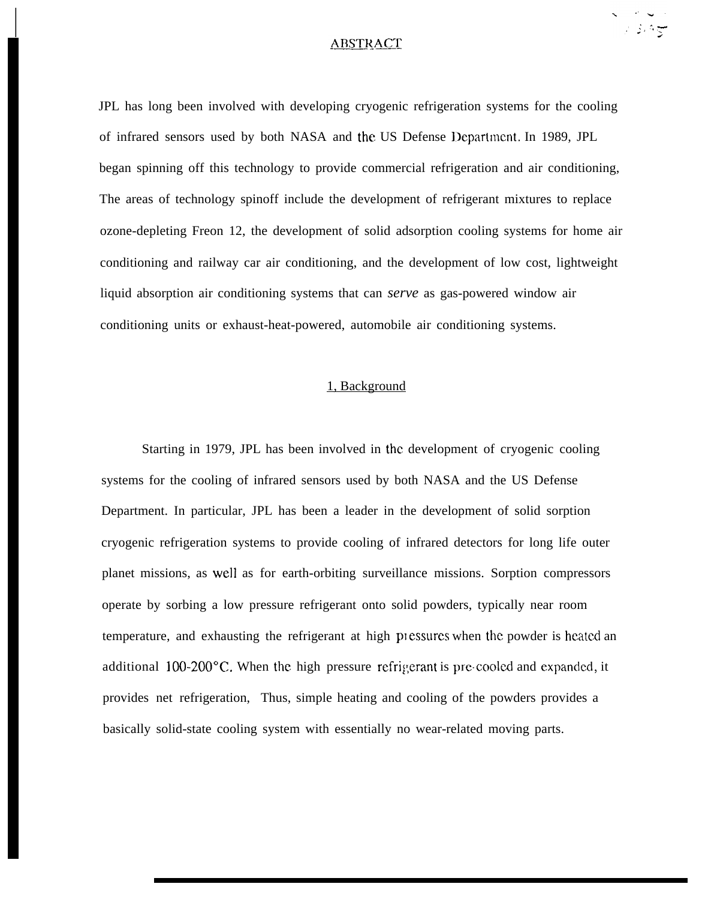## ABSTRACT

JPL has long been involved with developing cryogenic refrigeration systems for the cooling of infrared sensors used by both NASA and the US Defense Department. In 1989, JPL began spinning off this technology to provide commercial refrigeration and air conditioning, The areas of technology spinoff include the development of refrigerant mixtures to replace ozone-depleting Freon 12, the development of solid adsorption cooling systems for home air conditioning and railway car air conditioning, and the development of low cost, lightweight liquid absorption air conditioning systems that can *serve* as gas-powered window air conditioning units or exhaust-heat-powered, automobile air conditioning systems.

## 1, Background

Starting in 1979, JPL has been involved in the development of cryogenic cooling systems for the cooling of infrared sensors used by both NASA and the US Defense Department. In particular, JPL has been a leader in the development of solid sorption cryogenic refrigeration systems to provide cooling of infrared detectors for long life outer planet missions, as well as for earth-orbiting surveillance missions. Sorption compressors operate by sorbing a low pressure refrigerant onto solid powders, typically near room temperature, and exhausting the refrigerant at high pressures when the powder is heated an additional 100-200°C. When the high pressure refrigerant is pre-cooled and expanded, it provides net refrigeration, Thus, simple heating and cooling of the powders provides a basically solid-state cooling system with essentially no wear-related moving parts.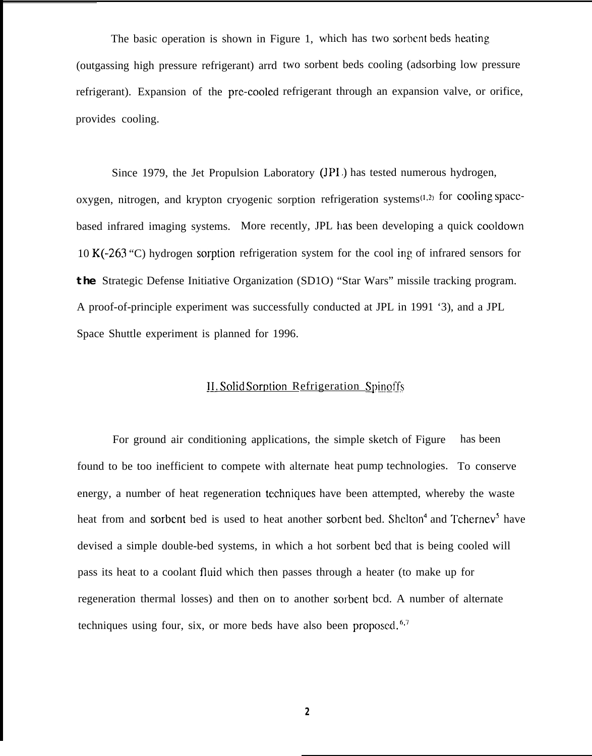The basic operation is shown in Figure 1, which has two sorbent beds heating (outgassing high pressure refrigerant) arrd two sorbent beds cooling (adsorbing low pressure refrigerant). Expansion of the pre-cooled refrigerant through an expansion valve, or orifice, provides cooling.

Since 1979, the Jet Propulsion Laboratory (JPL) has tested numerous hydrogen, oxygen, nitrogen, and krypton cryogenic sorption refrigeration systems[1,2] for cooling space-based infrared imaging systems. More recently, JPL has been developing a quick cooldown 10 K(-263 "C) hydrogen sorption refrigeration system for the cool ing of infrared sensors for **the** Strategic Defense Initiative Organization (SD1O) "Star Wars" missile tracking program. A proof-of-principle experiment was successfully conducted at JPL in 1991 '3), and a JPL Space Shuttle experiment is planned for 1996.

## II. Solid Sorption Refrigeration Spinoffs

For ground air conditioning applications, the simple sketch of Figure has been found to be too inefficient to compete with alternate heat pump technologies. To conserve energy, a number of heat regeneration techniques have been attempted, whereby the waste heat from and sorbent bed is used to heat another sorbent bed. Shelton[4] and Tchernev[5] have devised a simple double-bed systems, in which a hot sorbent bed that is being cooled will pass its heat to a coolant fluid which then passes through a heater (to make up for regeneration thermal losses) and then on to another sorbent bcd. A number of alternate techniques using four, six, or more beds have also been proposed.[6,7]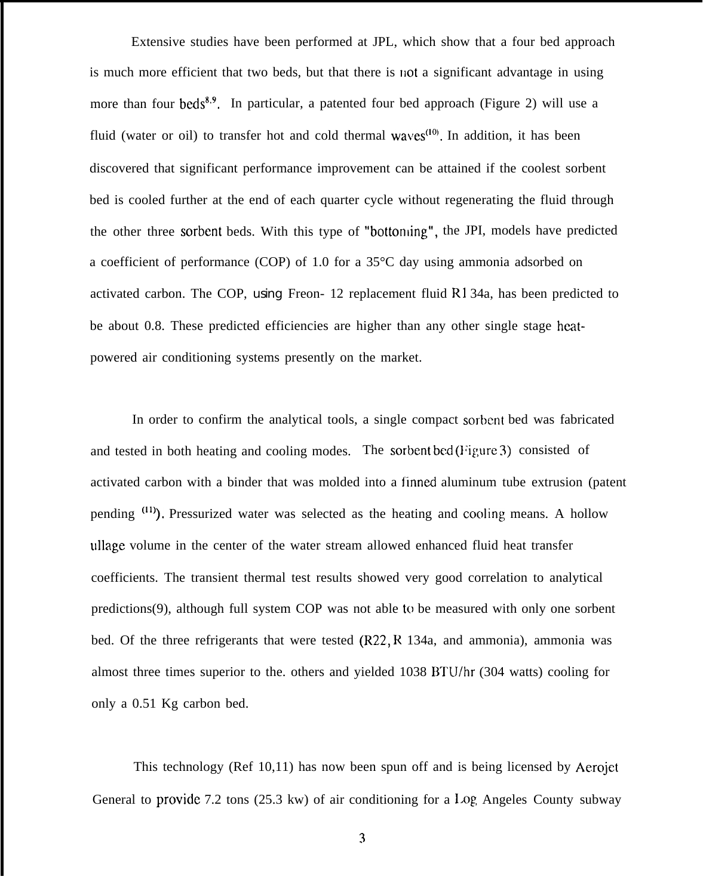Extensive studies have been performed at JPL, which show that a four bed approach is much more efficient that two beds, but that there is not a significant advantage in using more than four beds[8,9]. In particular, a patented four bed approach (Figure 2) will use a fluid (water or oil) to transfer hot and cold thermal waves[(10)]. In addition, it has been discovered that significant performance improvement can be attained if the coolest sorbent bed is cooled further at the end of each quarter cycle without regenerating the fluid through the other three sorbent beds. With this type of "bottoming", the JPL models have predicted a coefficient of performance (COP) of 1.0 for a 35°C day using ammonia adsorbed on activated carbon. The COP, using Freon- 12 replacement fluid R134a, has been predicted to be about 0.8. These predicted efficiencies are higher than any other single stage heat-powered air conditioning systems presently on the market.

In order to confirm the analytical tools, a single compact sorbent bed was fabricated and tested in both heating and cooling modes. The sorbent bed (Figure 3) consisted of activated carbon with a binder that was molded into a finned aluminum tube extrusion (patent pending [(11)]). Pressurized water was selected as the heating and cooling means. A hollow ullage volume in the center of the water stream allowed enhanced fluid heat transfer coefficients. The transient thermal test results showed very good correlation to analytical predictions(9), although full system COP was not able to be measured with only one sorbent bed. Of the three refrigerants that were tested (R22, R 134a, and ammonia), ammonia was almost three times superior to the. others and yielded 1038 BTU/hr (304 watts) cooling for only a 0.51 Kg carbon bed.

This technology (Ref 10,11) has now been spun off and is being licensed by Aerojet General to provide 7.2 tons (25.3 kw) of air conditioning for a Los Angeles County subway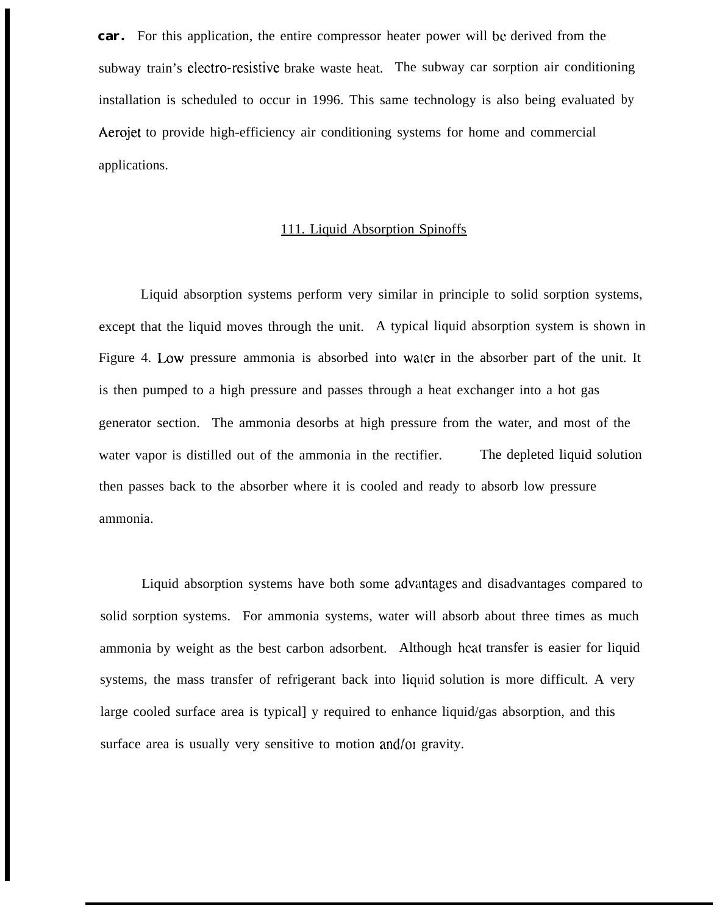car. For this application, the entire compressor heater power will be derived from the subway train's electro-resistive brake waste heat. The subway car sorption air conditioning installation is scheduled to occur in 1996. This same technology is also being evaluated by Aerojet to provide high-efficiency air conditioning systems for home and commercial applications.

## III. Liquid Absorption Spinoffs

Liquid absorption systems perform very similar in principle to solid sorption systems, except that the liquid moves through the unit. A typical liquid absorption system is shown in Figure 4. Low pressure ammonia is absorbed into water in the absorber part of the unit. It is then pumped to a high pressure and passes through a heat exchanger into a hot gas generator section. The ammonia desorbs at high pressure from the water, and most of the water vapor is distilled out of the ammonia in the rectifier. The depleted liquid solution then passes back to the absorber where it is cooled and ready to absorb low pressure ammonia.

Liquid absorption systems have both some advantages and disadvantages compared to solid sorption systems. For ammonia systems, water will absorb about three times as much ammonia by weight as the best carbon adsorbent. Although heat transfer is easier for liquid systems, the mass transfer of refrigerant back into liquid solution is more difficult. A very large cooled surface area is typically required to enhance liquid/gas absorption, and this surface area is usually very sensitive to motion and/or gravity.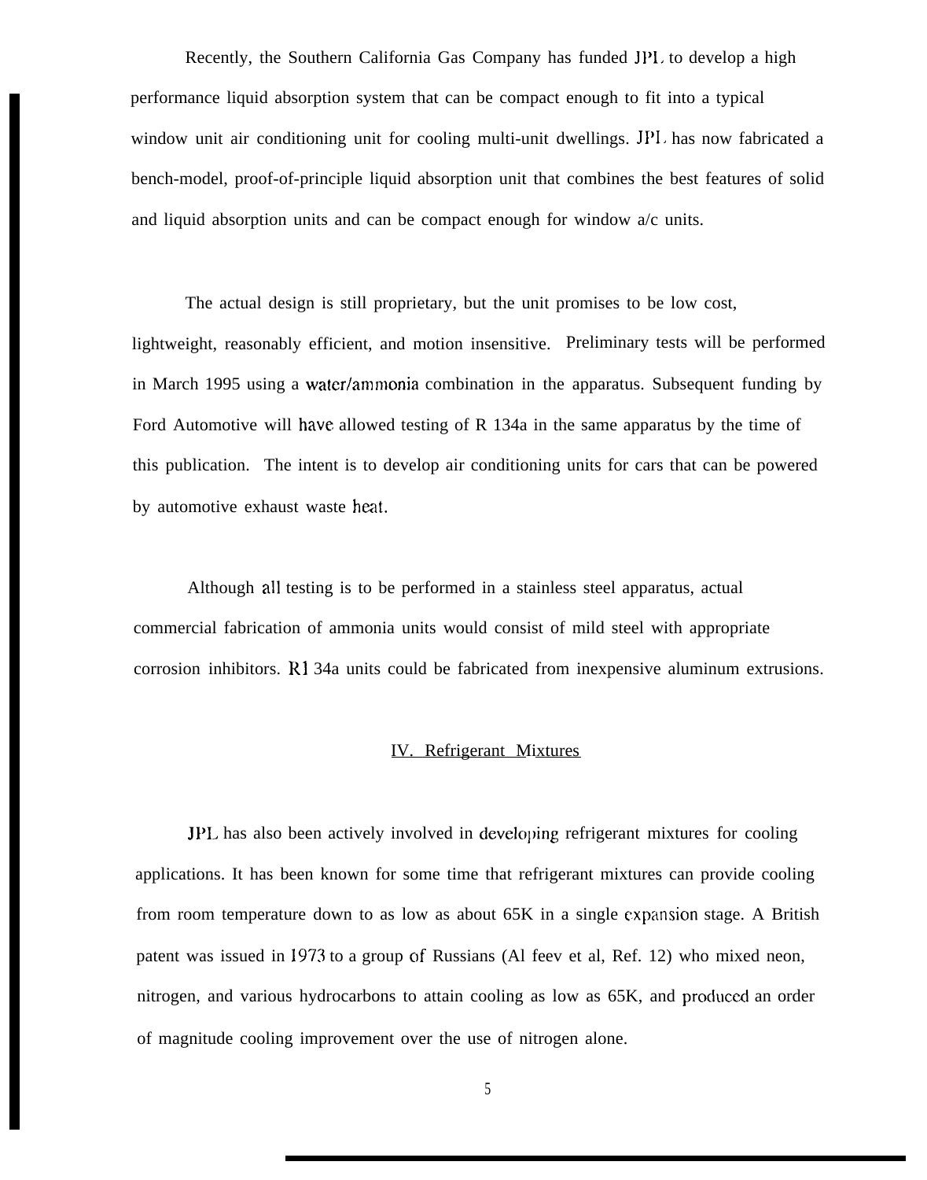Recently, the Southern California Gas Company has funded JPL to develop a high performance liquid absorption system that can be compact enough to fit into a typical window unit air conditioning unit for cooling multi-unit dwellings. JPL has now fabricated a bench-model, proof-of-principle liquid absorption unit that combines the best features of solid and liquid absorption units and can be compact enough for window a/c units.

The actual design is still proprietary, but the unit promises to be low cost, lightweight, reasonably efficient, and motion insensitive. Preliminary tests will be performed in March 1995 using a water/ammonia combination in the apparatus. Subsequent funding by Ford Automotive will have allowed testing of R 134a in the same apparatus by the time of this publication. The intent is to develop air conditioning units for cars that can be powered by automotive exhaust waste heat.

Although all testing is to be performed in a stainless steel apparatus, actual commercial fabrication of ammonia units would consist of mild steel with appropriate corrosion inhibitors. R1 34a units could be fabricated from inexpensive aluminum extrusions.

## IV. Refrigerant Mixtures

JPL has also been actively involved in developing refrigerant mixtures for cooling applications. It has been known for some time that refrigerant mixtures can provide cooling from room temperature down to as low as about 65K in a single expansion stage. A British patent was issued in 1973 to a group of Russians (Al feev et al, Ref. 12) who mixed neon, nitrogen, and various hydrocarbons to attain cooling as low as 65K, and produced an order of magnitude cooling improvement over the use of nitrogen alone.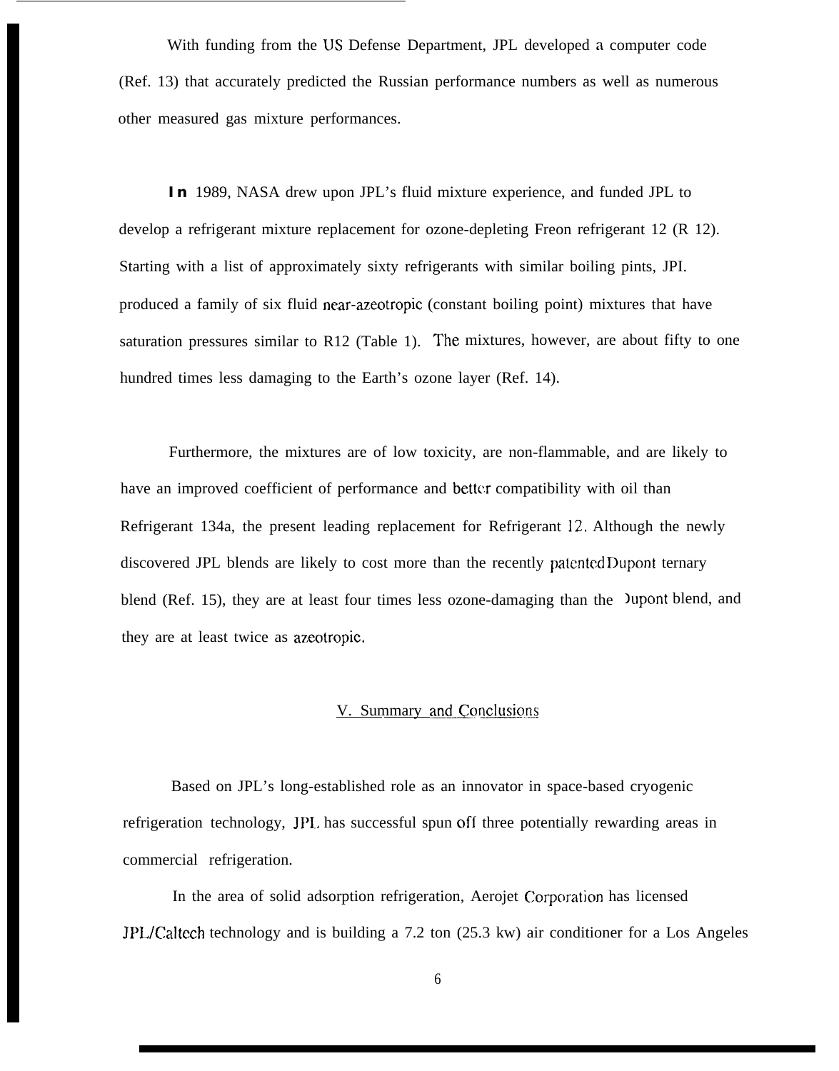With funding from the US Defense Department, JPL developed a computer code (Ref. 13) that accurately predicted the Russian performance numbers as well as numerous other measured gas mixture performances.

**In** 1989, NASA drew upon JPL's fluid mixture experience, and funded JPL to develop a refrigerant mixture replacement for ozone-depleting Freon refrigerant 12 (R 12). Starting with a list of approximately sixty refrigerants with similar boiling pints, JPI. produced a family of six fluid near-azeotropic (constant boiling point) mixtures that have saturation pressures similar to R12 (Table 1). The mixtures, however, are about fifty to one hundred times less damaging to the Earth's ozone layer (Ref. 14).

Furthermore, the mixtures are of low toxicity, are non-flammable, and are likely to have an improved coefficient of performance and better compatibility with oil than Refrigerant 134a, the present leading replacement for Refrigerant 12. Although the newly discovered JPL blends are likely to cost more than the recently patented Dupont ternary blend (Ref. 15), they are at least four times less ozone-damaging than the Dupont blend, and they are at least twice as azeotropic.

## V. Summary and Conclusions

Based on JPL's long-established role as an innovator in space-based cryogenic refrigeration technology, JPL has successful spun off three potentially rewarding areas in commercial refrigeration.

In the area of solid adsorption refrigeration, Aerojet Corporation has licensed JPL/Caltech technology and is building a 7.2 ton (25.3 kw) air conditioner for a Los Angeles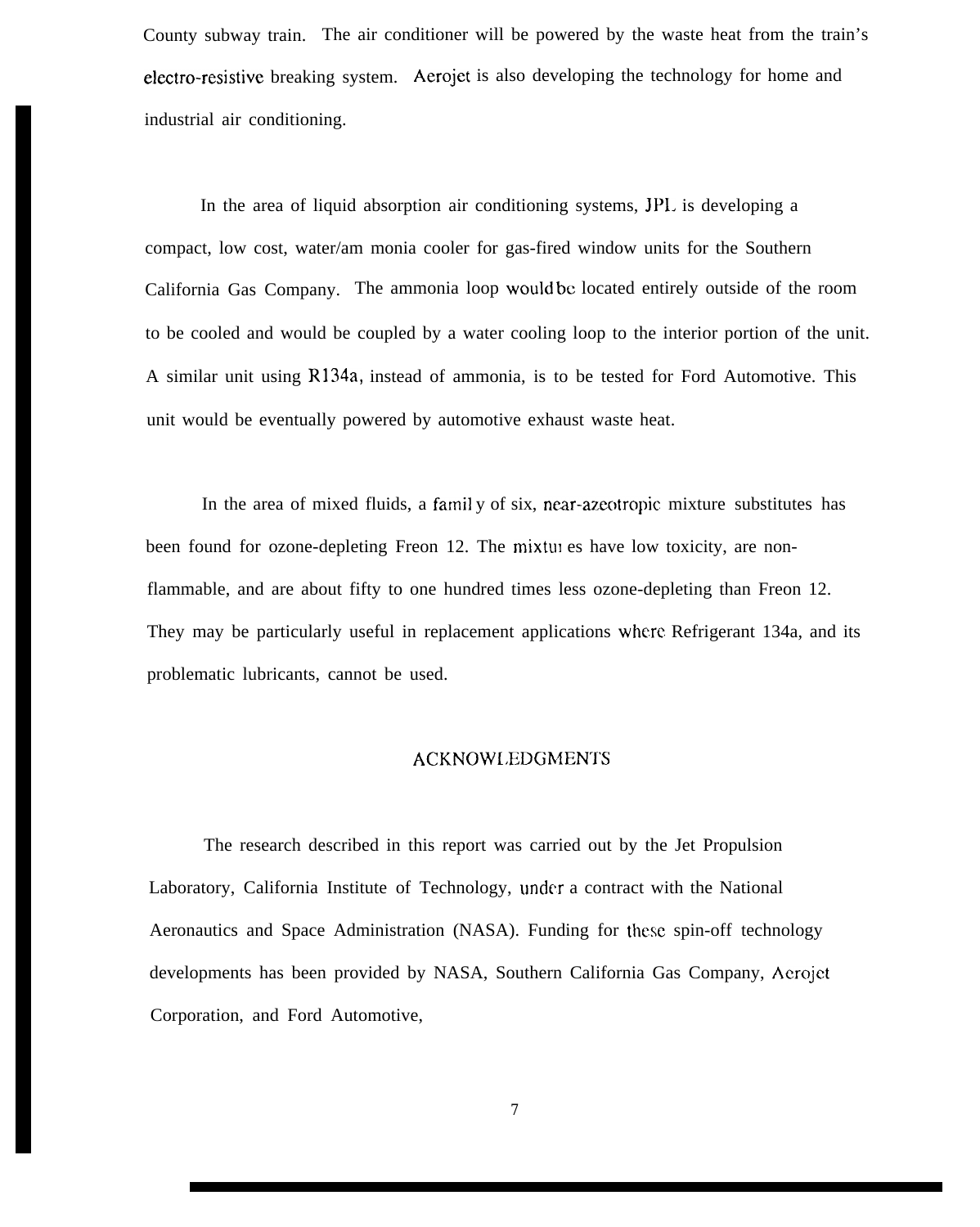County subway train. The air conditioner will be powered by the waste heat from the train's electro-resistive breaking system. Aerojet is also developing the technology for home and industrial air conditioning.

In the area of liquid absorption air conditioning systems, JPL is developing a compact, low cost, water/ammonia cooler for gas-fired window units for the Southern California Gas Company. The ammonia loop would be located entirely outside of the room to be cooled and would be coupled by a water cooling loop to the interior portion of the unit. A similar unit using R134a, instead of ammonia, is to be tested for Ford Automotive. This unit would be eventually powered by automotive exhaust waste heat.

In the area of mixed fluids, a family of six, near-azeotropic mixture substitutes has been found for ozone-depleting Freon 12. The mixtures have low toxicity, are non-flammable, and are about fifty to one hundred times less ozone-depleting than Freon 12. They may be particularly useful in replacement applications where Refrigerant 134a, and its problematic lubricants, cannot be used.

## ACKNOWLEDGMENTS

The research described in this report was carried out by the Jet Propulsion Laboratory, California Institute of Technology, under a contract with the National Aeronautics and Space Administration (NASA). Funding for these spin-off technology developments has been provided by NASA, Southern California Gas Company, Aerojet Corporation, and Ford Automotive,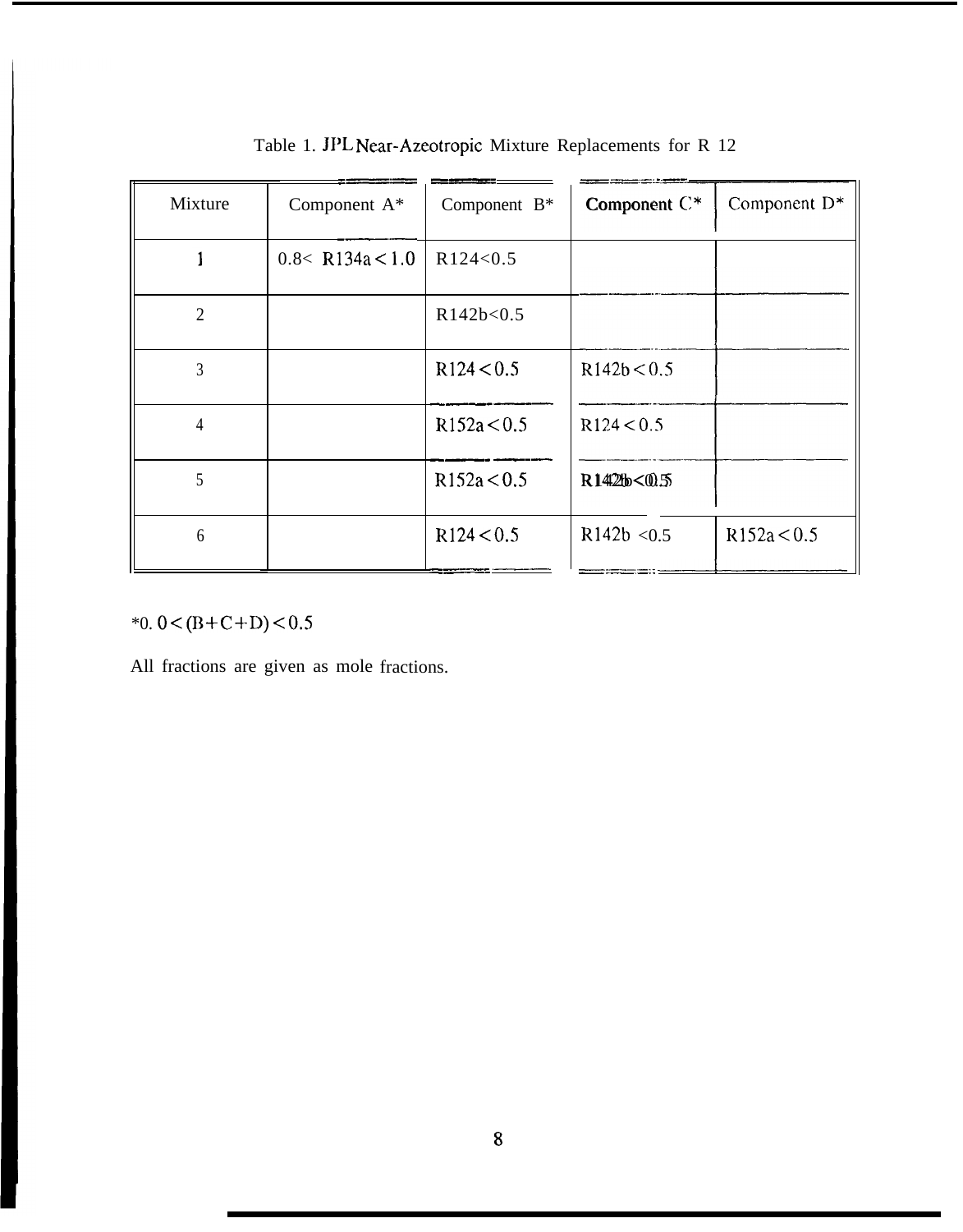Table 1. JPL Near-Azeotropic Mixture Replacements for R 12

| Mixture | Component A* | Component B* | Component C* | Component D* |
|---|---|---|---|---|
| 1 | 0.8< R134a < 1.0 | R124<0.5 | | |
| 2 | | R142b<0.5 | | |
| 3 | | R124 < 0.5 | R142b < 0.5 | |
| 4 | | R152a < 0.5 | R124 < 0.5 | |
| 5 | | R152a < 0.5 | R142b < 0.5 | |
| 6 | | R124 < 0.5 | R142b <0.5 | R152a < 0.5 |

*0. 0 < (B+C+D) < 0.5

All fractions are given as mole fractions.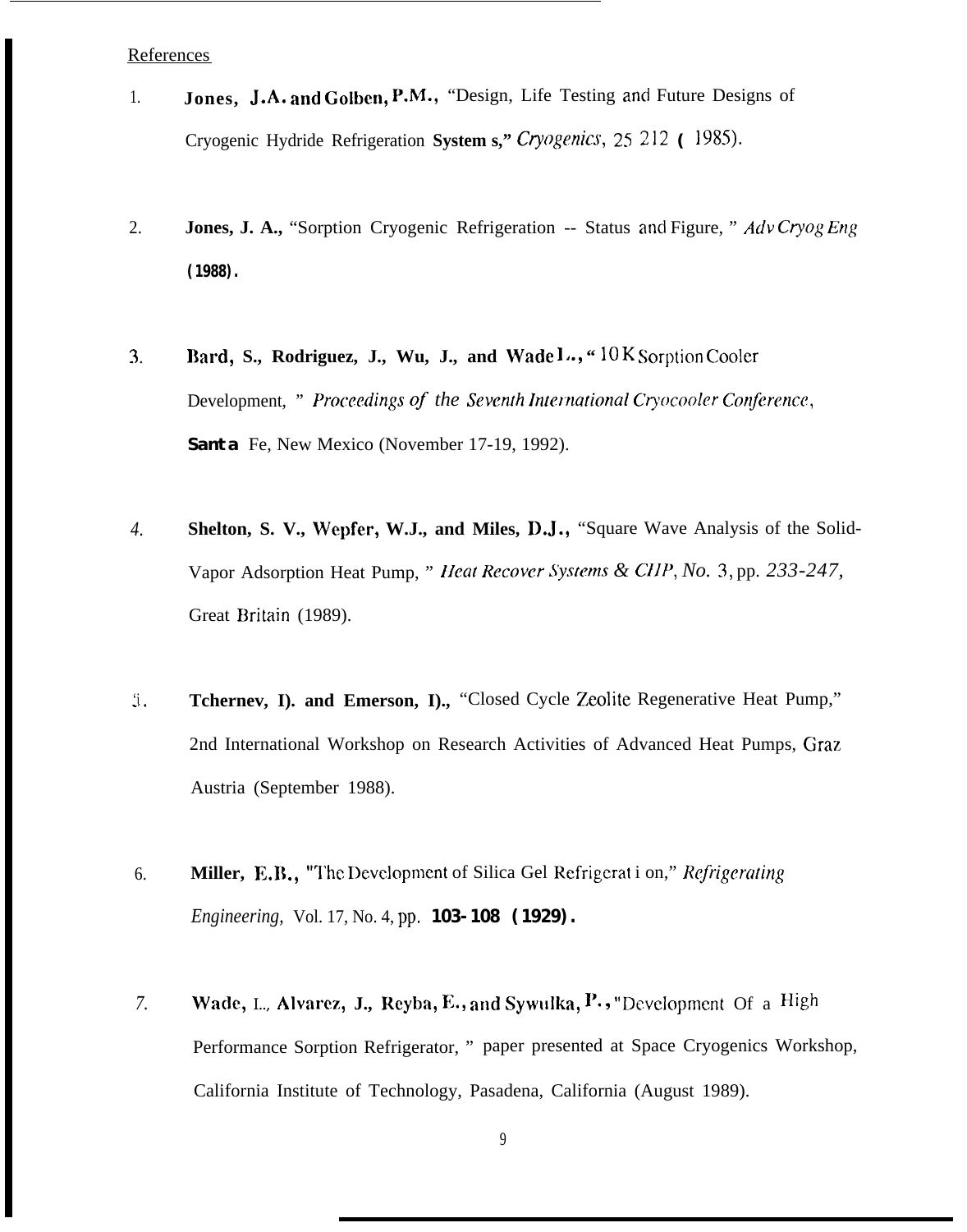References

1. **Jones, J.A. and Golben, P.M.,** "Design, Life Testing and Future Designs of Cryogenic Hydride Refrigeration **System s,"** *Cryogenics*, 25 212 **(** 1985).

2. **Jones, J. A.,** "Sorption Cryogenic Refrigeration -- Status and Figure, " *Adv Cryog Eng* **(1988).**

3. **Bard, S., Rodriguez, J., Wu, J., and Wade L.,** " 10 K Sorption Cooler Development, " *Proceedings of the Seventh International Cryocooler Conference*, **Santa** Fe, New Mexico (November 17-19, 1992).

4. **Shelton, S. V., Wepfer, W.J., and Miles, D.J.,** "Square Wave Analysis of the Solid-Vapor Adsorption Heat Pump, " *Heat Recover Systems & CHP, No.* 3, pp. *233-247,* Great Britain (1989).

5. **Tchernev, D. and Emerson, D.,** "Closed Cycle Zeolite Regenerative Heat Pump," 2nd International Workshop on Research Activities of Advanced Heat Pumps, Graz Austria (September 1988).

6. **Miller, E.B.,** "The Development of Silica Gel Refrigerat i on," *Refrigerating Engineering,* Vol. 17, No. 4, pp. **103-108 (1929).**

7. **Wade, L., Alvarez, J., Reyba, E., and Sywulka, P.,** "Development Of a High Performance Sorption Refrigerator, " paper presented at Space Cryogenics Workshop, California Institute of Technology, Pasadena, California (August 1989).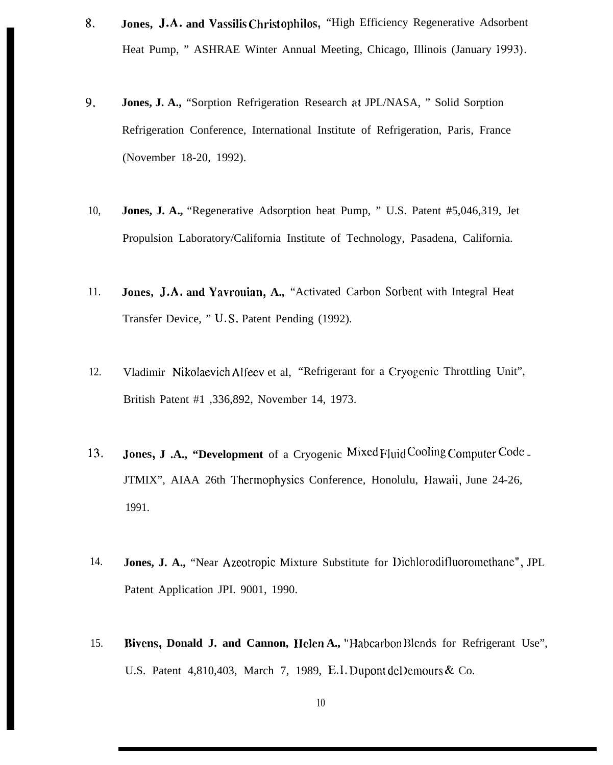8. **Jones, J.A. and Vassilis Christophilos,** "High Efficiency Regenerative Adsorbent Heat Pump, " ASHRAE Winter Annual Meeting, Chicago, Illinois (January 1993).

9. **Jones, J. A.,** "Sorption Refrigeration Research at JPL/NASA, " Solid Sorption Refrigeration Conference, International Institute of Refrigeration, Paris, France (November 18-20, 1992).

10, **Jones, J. A.,** "Regenerative Adsorption heat Pump, " U.S. Patent #5,046,319, Jet Propulsion Laboratory/California Institute of Technology, Pasadena, California.

11. **Jones, J.A. and Yavrouian, A.,** "Activated Carbon Sorbent with Integral Heat Transfer Device, " U.S. Patent Pending (1992).

12. Vladimir Nikolaevich Alfeev et al, "Refrigerant for a Cryogenic Throttling Unit", British Patent #1 ,336,892, November 14, 1973.

13. **Jones, J .A., "Development** of a Cryogenic Mixed Fluid Cooling Computer Code - JTMIX", AIAA 26th Thermophysics Conference, Honolulu, Hawaii, June 24-26, 1991.

14. **Jones, J. A.,** "Near Azeotropic Mixture Substitute for Dichlorodifluoromethane", JPL Patent Application JPI. 9001, 1990.

15. **Bivens, Donald J. and Cannon, Helen A.,** "Habcarbon Blends for Refrigerant Use", U.S. Patent 4,810,403, March 7, 1989, E.I. Dupont delDemours & Co.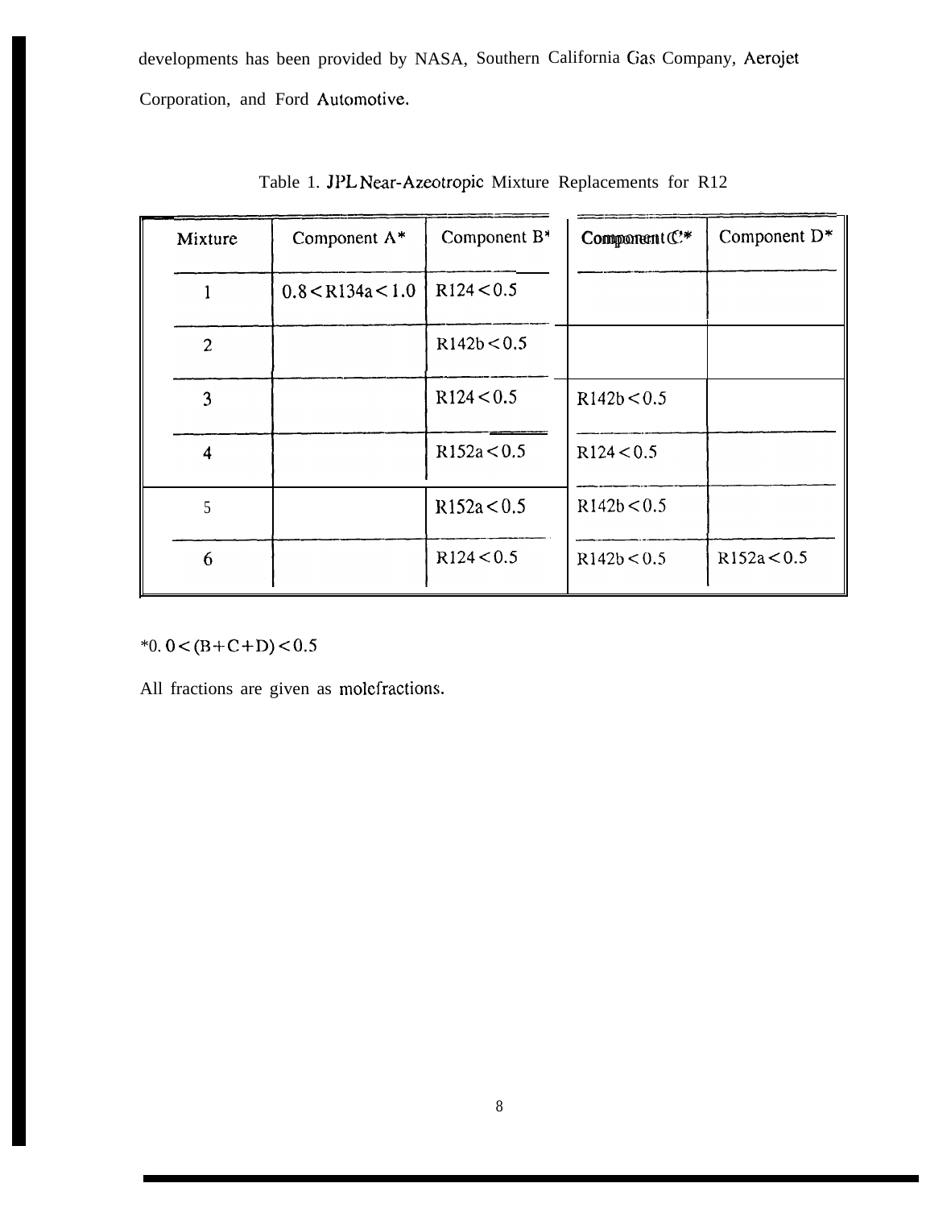developments has been provided by NASA, Southern California Gas Company, Aerojet Corporation, and Ford Automotive.

Table 1. JPL Near-Azeotropic Mixture Replacements for R12

| Mixture | Component A* | Component B* | Component C* | Component D* |
|---|---|---|---|---|
| 1 | 0.8 < R134a < 1.0 | R124 < 0.5 | | |
| 2 | | R142b < 0.5 | | |
| 3 | | R124 < 0.5 | R142b < 0.5 | |
| 4 | | R152a < 0.5 | R124 < 0.5 | |
| 5 | | R152a < 0.5 | R142b < 0.5 | |
| 6 | | R124 < 0.5 | R142b < 0.5 | R152a < 0.5 |

*0. $0 < (B+C+D) < 0.5$

All fractions are given as molefractions.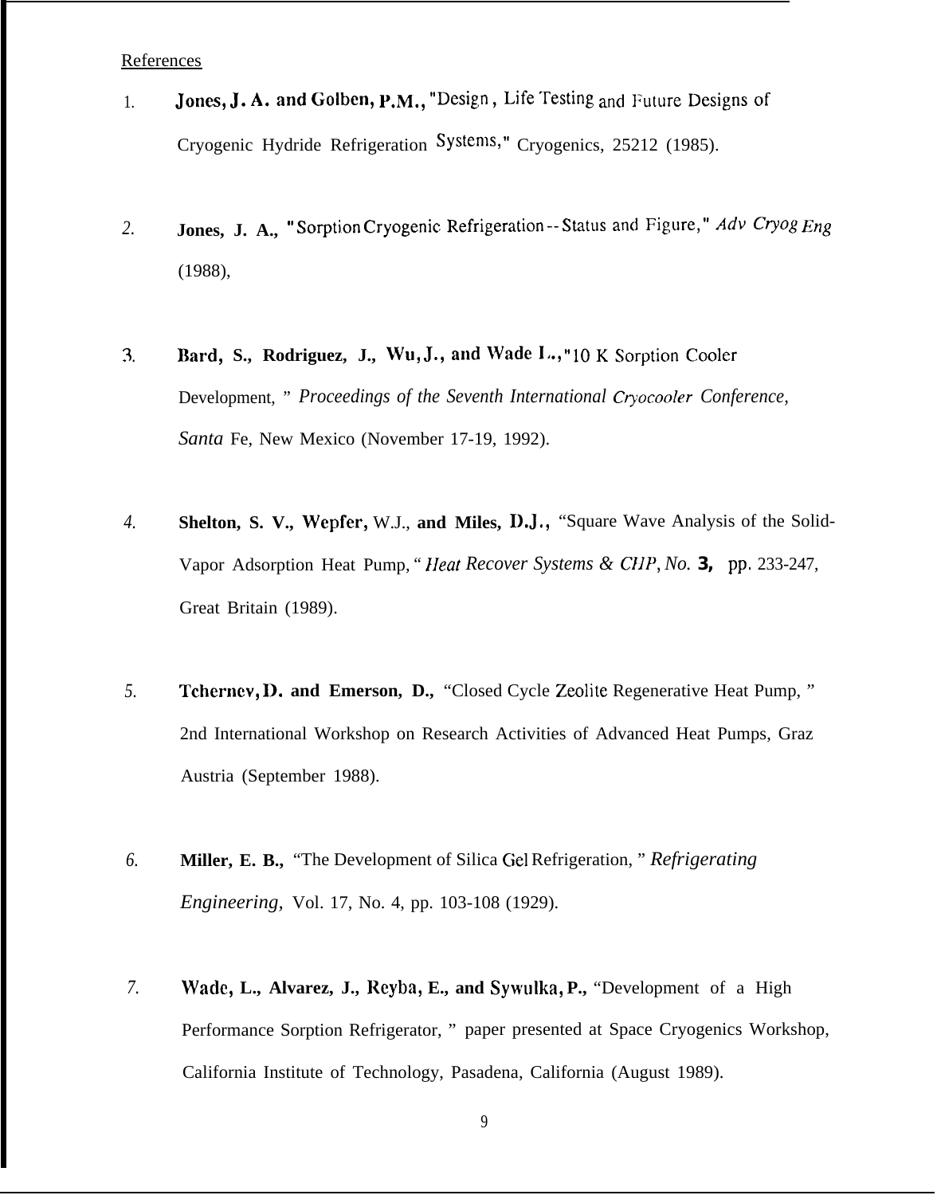References

1. **Jones, J. A. and Golben, P.M.,** "Design , Life Testing and Future Designs of Cryogenic Hydride Refrigeration Systems," Cryogenics, 25212 (1985).

2. **Jones, J. A.,** "Sorption Cryogenic Refrigeration -- Status and Figure," *Adv Cryog Eng* (1988),

3. **Bard, S., Rodriguez, J., Wu, J., and Wade L.,** "10 K Sorption Cooler Development, " *Proceedings of the Seventh International Cryocooler Conference, Santa* Fe, New Mexico (November 17-19, 1992).

4. **Shelton, S. V., Wepfer,** W.J., **and Miles, D.J.,** "Square Wave Analysis of the Solid-Vapor Adsorption Heat Pump, " *Heat Recover Systems & CHP, No.* **3,** pp. 233-247, Great Britain (1989).

5. **Tchernev, D. and Emerson, D.,** "Closed Cycle Zeolite Regenerative Heat Pump, " 2nd International Workshop on Research Activities of Advanced Heat Pumps, Graz Austria (September 1988).

6. **Miller, E. B.,** "The Development of Silica Gel Refrigeration, " *Refrigerating Engineering,* Vol. 17, No. 4, pp. 103-108 (1929).

7. **Wade, L., Alvarez, J., Reyba, E., and Sywulka, P.,** "Development of a High Performance Sorption Refrigerator, " paper presented at Space Cryogenics Workshop, California Institute of Technology, Pasadena, California (August 1989).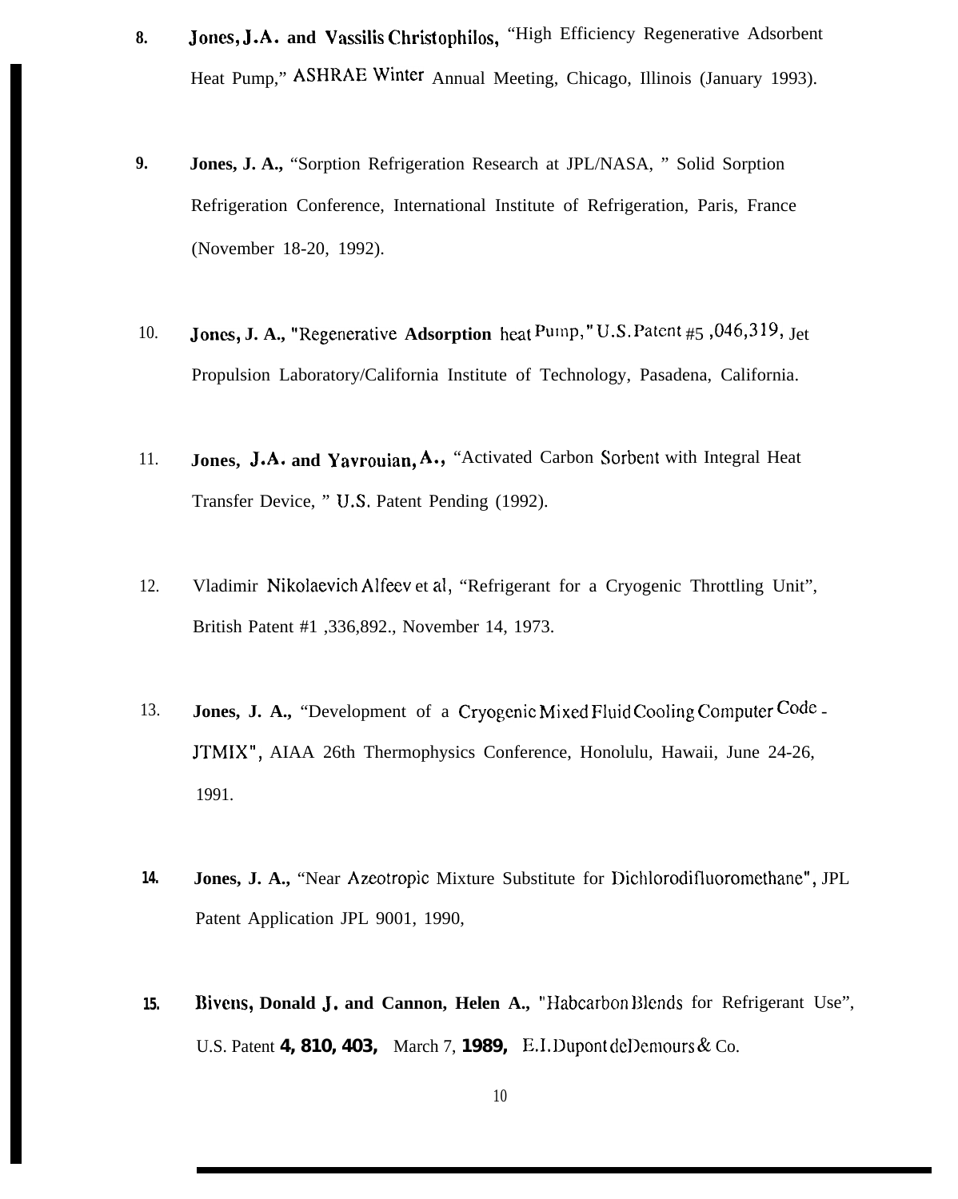8. **Jones, J.A. and Vassilis Christophilos,** "High Efficiency Regenerative Adsorbent Heat Pump," ASHRAE Winter Annual Meeting, Chicago, Illinois (January 1993).

9. **Jones, J. A.,** "Sorption Refrigeration Research at JPL/NASA, " Solid Sorption Refrigeration Conference, International Institute of Refrigeration, Paris, France (November 18-20, 1992).

10. **Jones, J. A.,** "Regenerative **Adsorption** heat Pump," U.S. Patent #5 ,046,319, Jet Propulsion Laboratory/California Institute of Technology, Pasadena, California.

11. **Jones, J.A. and Yavrouian, A.,** "Activated Carbon Sorbent with Integral Heat Transfer Device, " U.S. Patent Pending (1992).

12. Vladimir Nikolaevich Alfeev et al, "Refrigerant for a Cryogenic Throttling Unit", British Patent #1 ,336,892., November 14, 1973.

13. **Jones, J. A.,** "Development of a Cryogenic Mixed Fluid Cooling Computer Code - JTMIX", AIAA 26th Thermophysics Conference, Honolulu, Hawaii, June 24-26, 1991.

14. **Jones, J. A.,** "Near Azeotropic Mixture Substitute for Dichlorodifluoromethane", JPL Patent Application JPL 9001, 1990,

15. **Bivens, Donald J. and Cannon, Helen A.,** "Habcarbon Blends for Refrigerant Use", U.S. Patent **4, 810, 403,** March 7, **1989,** E.I. Dupont deDemours & Co.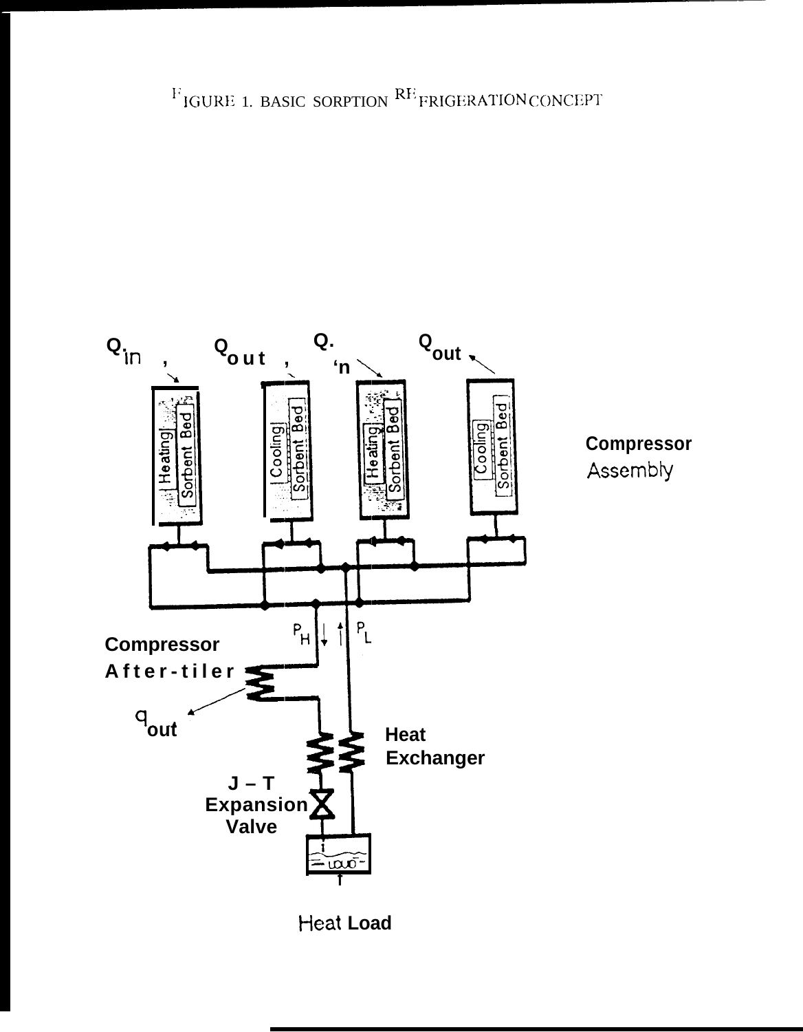FIGURE 1. BASIC SORPTION REFRIGERATION CONCEPT

$Q_{in}$ $Q_{out}$ $Q_{in}$ $Q_{out}$

Heating | Sorbent Bed

Cooling | Sorbent Bed

Heating | Sorbent Bed

Cooling | Sorbent Bed

Compressor Assembly

$P_H$ $P_L$

Compressor After-tiler

$q_{out}$

Heat Exchanger

J – T Expansion Valve

LIQUID

Heat Load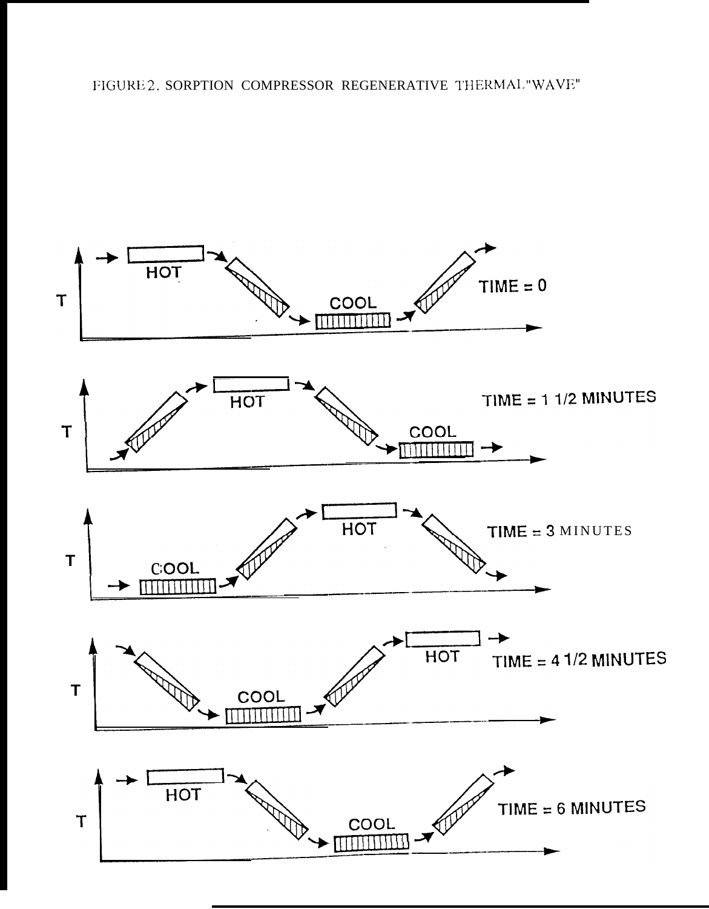FIGURE 2. SORPTION COMPRESSOR REGENERATIVE THERMAL "WAVE"

HOT

COOL

TIME = 0

HOT

COOL

TIME = 1 1/2 MINUTES

COOL

HOT

TIME = 3 MINUTES

COOL

HOT

TIME = 4 1/2 MINUTES

HOT

COOL

TIME = 6 MINUTES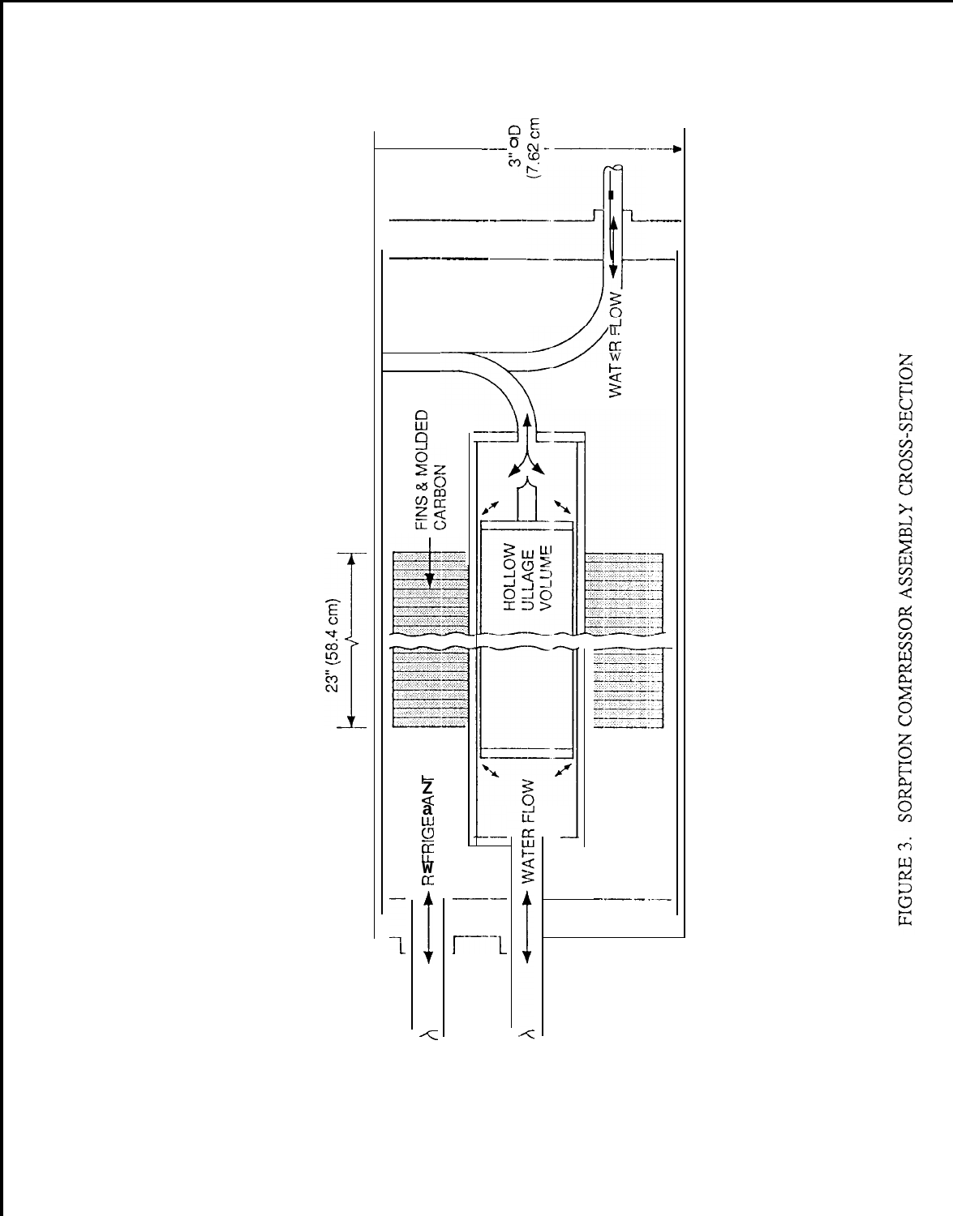3" OD
(7.62 cm)

23" (58.4 cm)

FINS & MOLDED CARBON

HOLLOW ULLAGE VOLUME

REFRIGERANT

WATER FLOW

WATER FLOW

FIGURE 3. SORPTION COMPRESSOR ASSEMBLY CROSS-SECTION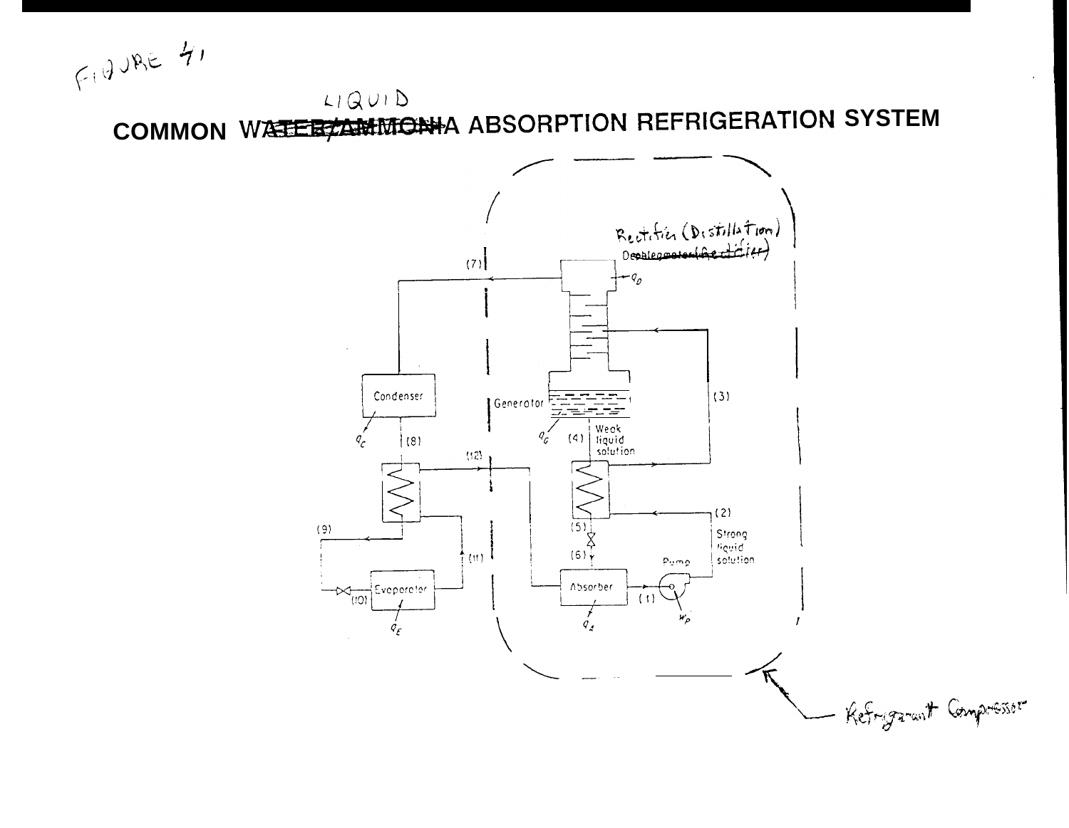FIGURE 41

# COMMON LIQUID AMMONIA ABSORPTION REFRIGERATION SYSTEM

Rectifier (Distillation)

(7)

$q_D$

Generator

$q_G$

(3)

Condenser

$q_C$

(8)

(4) Weak liquid solution

(12)

(9)

(5)

(6)

(2) Strong liquid solution

(11)

Pump

Evaporator

(10)

$q_E$

Absorber

$q_A$

(1)

$w_P$

Refrigerant Compressor